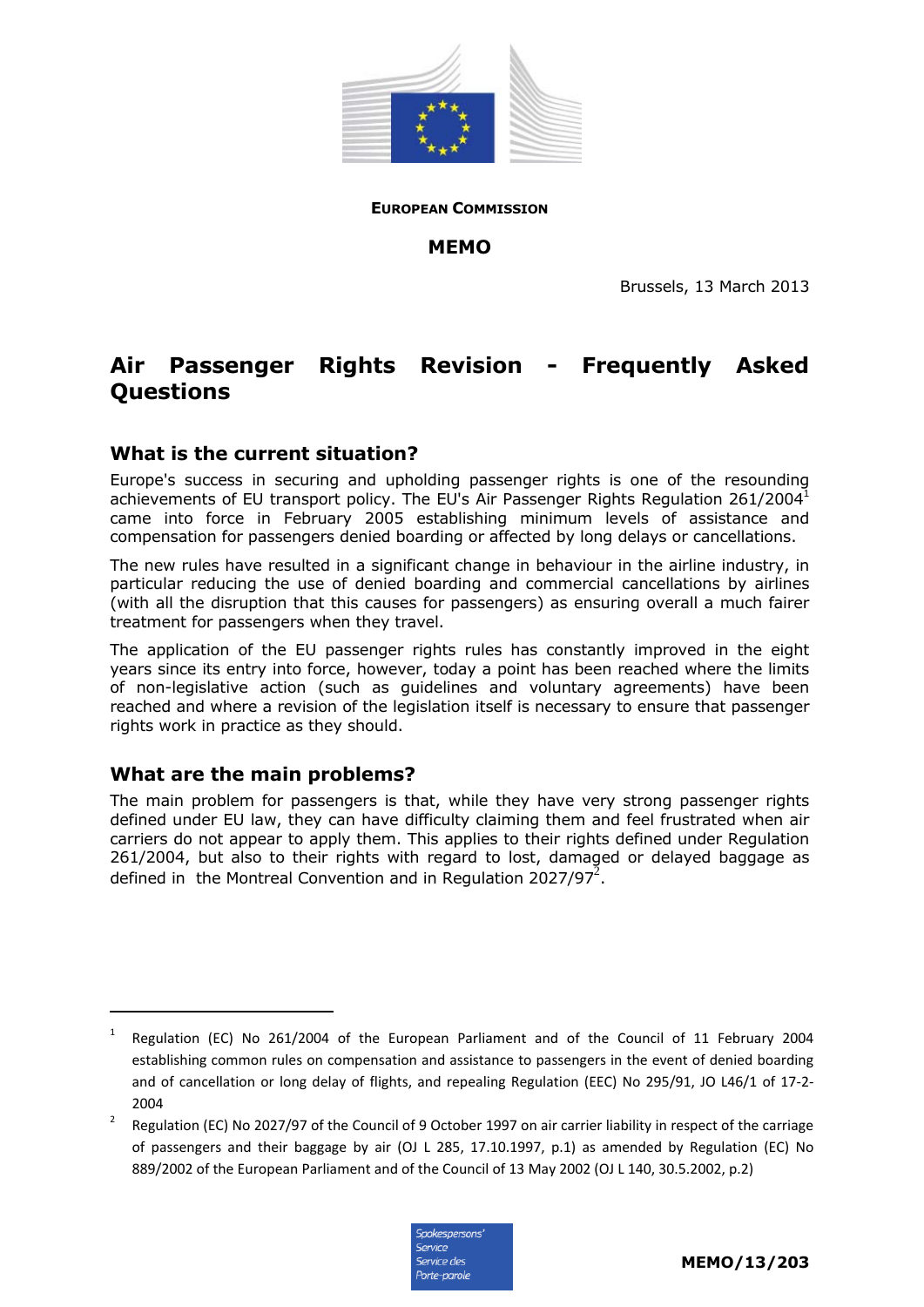**EUROPEAN COMMISSION**

**MEMO**

Brussels, 13 March 2013

# Air Passenger Rights Revision - Frequently Asked Questions

## What is the current situation?

Europe's success in securing and upholding passenger rights is one of the resounding achievements of EU transport policy. The EU's Air Passenger Rights Regulation 261/2004[1] came into force in February 2005 establishing minimum levels of assistance and compensation for passengers denied boarding or affected by long delays or cancellations.

The new rules have resulted in a significant change in behaviour in the airline industry, in particular reducing the use of denied boarding and commercial cancellations by airlines (with all the disruption that this causes for passengers) as ensuring overall a much fairer treatment for passengers when they travel.

The application of the EU passenger rights rules has constantly improved in the eight years since its entry into force, however, today a point has been reached where the limits of non-legislative action (such as guidelines and voluntary agreements) have been reached and where a revision of the legislation itself is necessary to ensure that passenger rights work in practice as they should.

## What are the main problems?

The main problem for passengers is that, while they have very strong passenger rights defined under EU law, they can have difficulty claiming them and feel frustrated when air carriers do not appear to apply them. This applies to their rights defined under Regulation 261/2004, but also to their rights with regard to lost, damaged or delayed baggage as defined in the Montreal Convention and in Regulation 2027/97[2].

---

[1] Regulation (EC) No 261/2004 of the European Parliament and of the Council of 11 February 2004 establishing common rules on compensation and assistance to passengers in the event of denied boarding and of cancellation or long delay of flights, and repealing Regulation (EEC) No 295/91, JO L46/1 of 17-2-2004

[2] Regulation (EC) No 2027/97 of the Council of 9 October 1997 on air carrier liability in respect of the carriage of passengers and their baggage by air (OJ L 285, 17.10.1997, p.1) as amended by Regulation (EC) No 889/2002 of the European Parliament and of the Council of 13 May 2002 (OJ L 140, 30.5.2002, p.2)

MEMO/13/203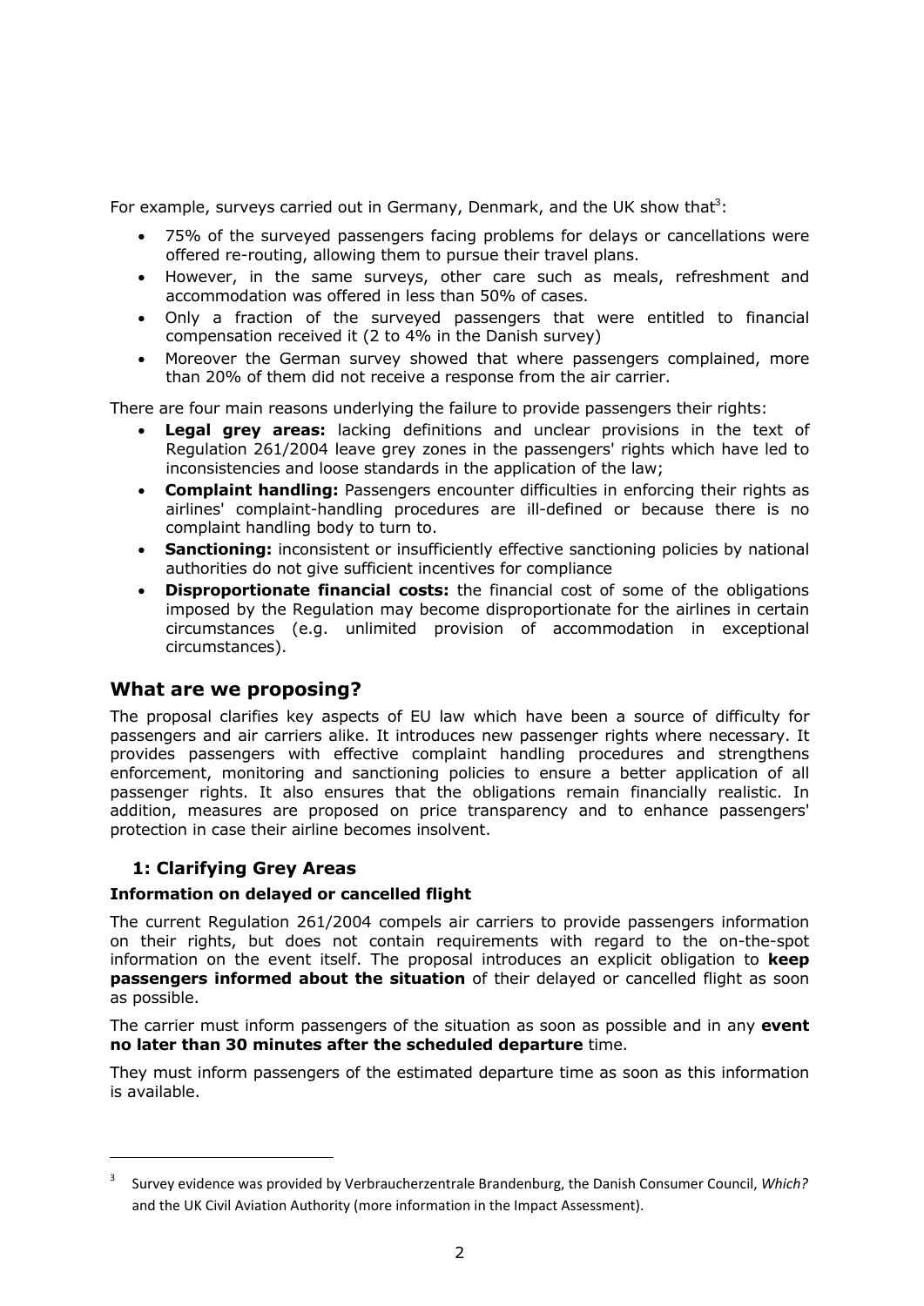For example, surveys carried out in Germany, Denmark, and the UK show that[3]:

- 75% of the surveyed passengers facing problems for delays or cancellations were offered re-routing, allowing them to pursue their travel plans.
- However, in the same surveys, other care such as meals, refreshment and accommodation was offered in less than 50% of cases.
- Only a fraction of the surveyed passengers that were entitled to financial compensation received it (2 to 4% in the Danish survey)
- Moreover the German survey showed that where passengers complained, more than 20% of them did not receive a response from the air carrier.

There are four main reasons underlying the failure to provide passengers their rights:

- **Legal grey areas:** lacking definitions and unclear provisions in the text of Regulation 261/2004 leave grey zones in the passengers' rights which have led to inconsistencies and loose standards in the application of the law;
- **Complaint handling:** Passengers encounter difficulties in enforcing their rights as airlines' complaint-handling procedures are ill-defined or because there is no complaint handling body to turn to.
- **Sanctioning:** inconsistent or insufficiently effective sanctioning policies by national authorities do not give sufficient incentives for compliance
- **Disproportionate financial costs:** the financial cost of some of the obligations imposed by the Regulation may become disproportionate for the airlines in certain circumstances (e.g. unlimited provision of accommodation in exceptional circumstances).

## What are we proposing?

The proposal clarifies key aspects of EU law which have been a source of difficulty for passengers and air carriers alike. It introduces new passenger rights where necessary. It provides passengers with effective complaint handling procedures and strengthens enforcement, monitoring and sanctioning policies to ensure a better application of all passenger rights. It also ensures that the obligations remain financially realistic. In addition, measures are proposed on price transparency and to enhance passengers' protection in case their airline becomes insolvent.

### 1: Clarifying Grey Areas

**Information on delayed or cancelled flight**

The current Regulation 261/2004 compels air carriers to provide passengers information on their rights, but does not contain requirements with regard to the on-the-spot information on the event itself. The proposal introduces an explicit obligation to **keep passengers informed about the situation** of their delayed or cancelled flight as soon as possible.

The carrier must inform passengers of the situation as soon as possible and in any **event no later than 30 minutes after the scheduled departure** time.

They must inform passengers of the estimated departure time as soon as this information is available.

---

[3] Survey evidence was provided by Verbraucherzentrale Brandenburg, the Danish Consumer Council, *Which?* and the UK Civil Aviation Authority (more information in the Impact Assessment).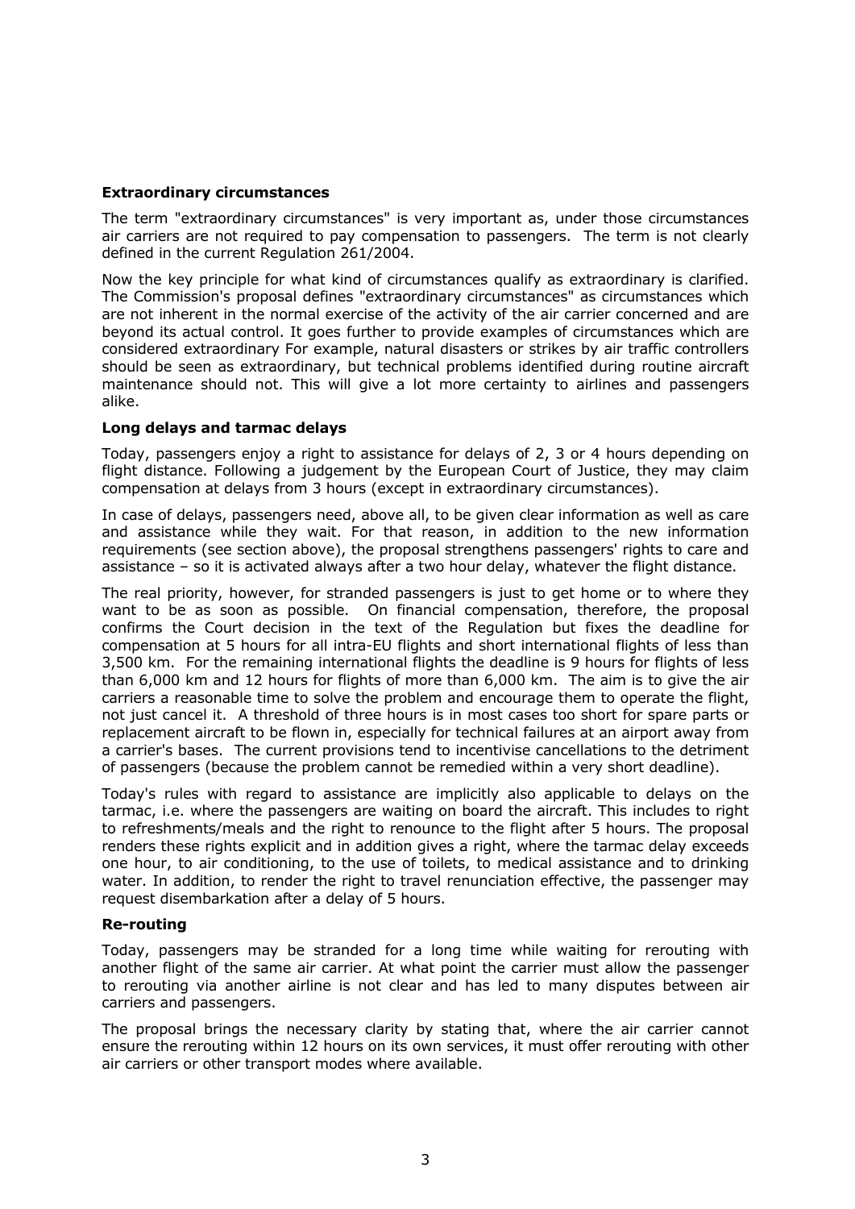**Extraordinary circumstances**

The term "extraordinary circumstances" is very important as, under those circumstances air carriers are not required to pay compensation to passengers. The term is not clearly defined in the current Regulation 261/2004.

Now the key principle for what kind of circumstances qualify as extraordinary is clarified. The Commission's proposal defines "extraordinary circumstances" as circumstances which are not inherent in the normal exercise of the activity of the air carrier concerned and are beyond its actual control. It goes further to provide examples of circumstances which are considered extraordinary For example, natural disasters or strikes by air traffic controllers should be seen as extraordinary, but technical problems identified during routine aircraft maintenance should not. This will give a lot more certainty to airlines and passengers alike.

**Long delays and tarmac delays**

Today, passengers enjoy a right to assistance for delays of 2, 3 or 4 hours depending on flight distance. Following a judgement by the European Court of Justice, they may claim compensation at delays from 3 hours (except in extraordinary circumstances).

In case of delays, passengers need, above all, to be given clear information as well as care and assistance while they wait. For that reason, in addition to the new information requirements (see section above), the proposal strengthens passengers' rights to care and assistance – so it is activated always after a two hour delay, whatever the flight distance.

The real priority, however, for stranded passengers is just to get home or to where they want to be as soon as possible. On financial compensation, therefore, the proposal confirms the Court decision in the text of the Regulation but fixes the deadline for compensation at 5 hours for all intra-EU flights and short international flights of less than 3,500 km. For the remaining international flights the deadline is 9 hours for flights of less than 6,000 km and 12 hours for flights of more than 6,000 km. The aim is to give the air carriers a reasonable time to solve the problem and encourage them to operate the flight, not just cancel it. A threshold of three hours is in most cases too short for spare parts or replacement aircraft to be flown in, especially for technical failures at an airport away from a carrier's bases. The current provisions tend to incentivise cancellations to the detriment of passengers (because the problem cannot be remedied within a very short deadline).

Today's rules with regard to assistance are implicitly also applicable to delays on the tarmac, i.e. where the passengers are waiting on board the aircraft. This includes to right to refreshments/meals and the right to renounce to the flight after 5 hours. The proposal renders these rights explicit and in addition gives a right, where the tarmac delay exceeds one hour, to air conditioning, to the use of toilets, to medical assistance and to drinking water. In addition, to render the right to travel renunciation effective, the passenger may request disembarkation after a delay of 5 hours.

**Re-routing**

Today, passengers may be stranded for a long time while waiting for rerouting with another flight of the same air carrier. At what point the carrier must allow the passenger to rerouting via another airline is not clear and has led to many disputes between air carriers and passengers.

The proposal brings the necessary clarity by stating that, where the air carrier cannot ensure the rerouting within 12 hours on its own services, it must offer rerouting with other air carriers or other transport modes where available.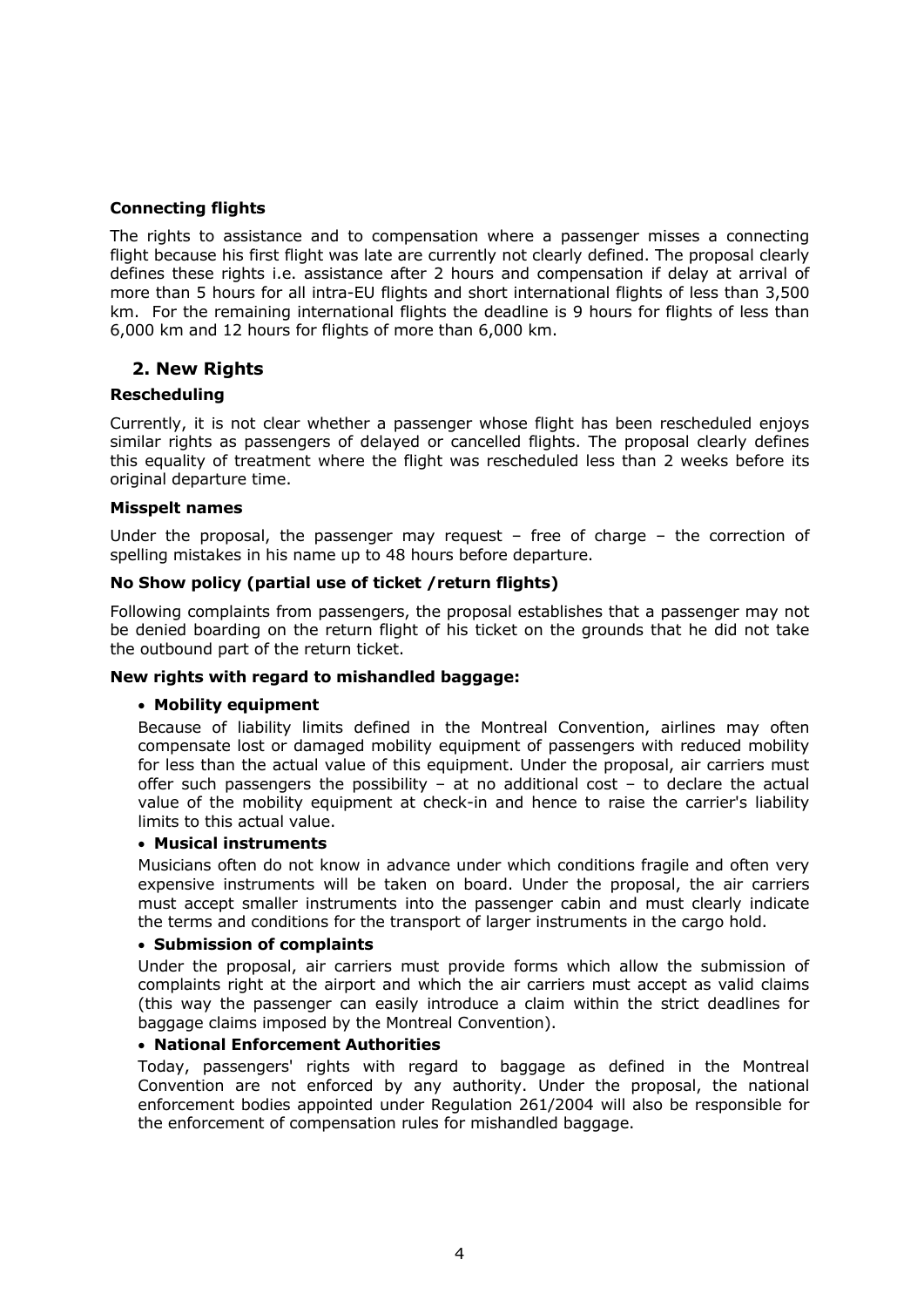**Connecting flights**

The rights to assistance and to compensation where a passenger misses a connecting flight because his first flight was late are currently not clearly defined. The proposal clearly defines these rights i.e. assistance after 2 hours and compensation if delay at arrival of more than 5 hours for all intra-EU flights and short international flights of less than 3,500 km. For the remaining international flights the deadline is 9 hours for flights of less than 6,000 km and 12 hours for flights of more than 6,000 km.

## 2. New Rights

**Rescheduling**

Currently, it is not clear whether a passenger whose flight has been rescheduled enjoys similar rights as passengers of delayed or cancelled flights. The proposal clearly defines this equality of treatment where the flight was rescheduled less than 2 weeks before its original departure time.

**Misspelt names**

Under the proposal, the passenger may request – free of charge – the correction of spelling mistakes in his name up to 48 hours before departure.

**No Show policy (partial use of ticket /return flights)**

Following complaints from passengers, the proposal establishes that a passenger may not be denied boarding on the return flight of his ticket on the grounds that he did not take the outbound part of the return ticket.

**New rights with regard to mishandled baggage:**

- **Mobility equipment**

  Because of liability limits defined in the Montreal Convention, airlines may often compensate lost or damaged mobility equipment of passengers with reduced mobility for less than the actual value of this equipment. Under the proposal, air carriers must offer such passengers the possibility – at no additional cost – to declare the actual value of the mobility equipment at check-in and hence to raise the carrier's liability limits to this actual value.

- **Musical instruments**

  Musicians often do not know in advance under which conditions fragile and often very expensive instruments will be taken on board. Under the proposal, the air carriers must accept smaller instruments into the passenger cabin and must clearly indicate the terms and conditions for the transport of larger instruments in the cargo hold.

- **Submission of complaints**

  Under the proposal, air carriers must provide forms which allow the submission of complaints right at the airport and which the air carriers must accept as valid claims (this way the passenger can easily introduce a claim within the strict deadlines for baggage claims imposed by the Montreal Convention).

- **National Enforcement Authorities**

  Today, passengers' rights with regard to baggage as defined in the Montreal Convention are not enforced by any authority. Under the proposal, the national enforcement bodies appointed under Regulation 261/2004 will also be responsible for the enforcement of compensation rules for mishandled baggage.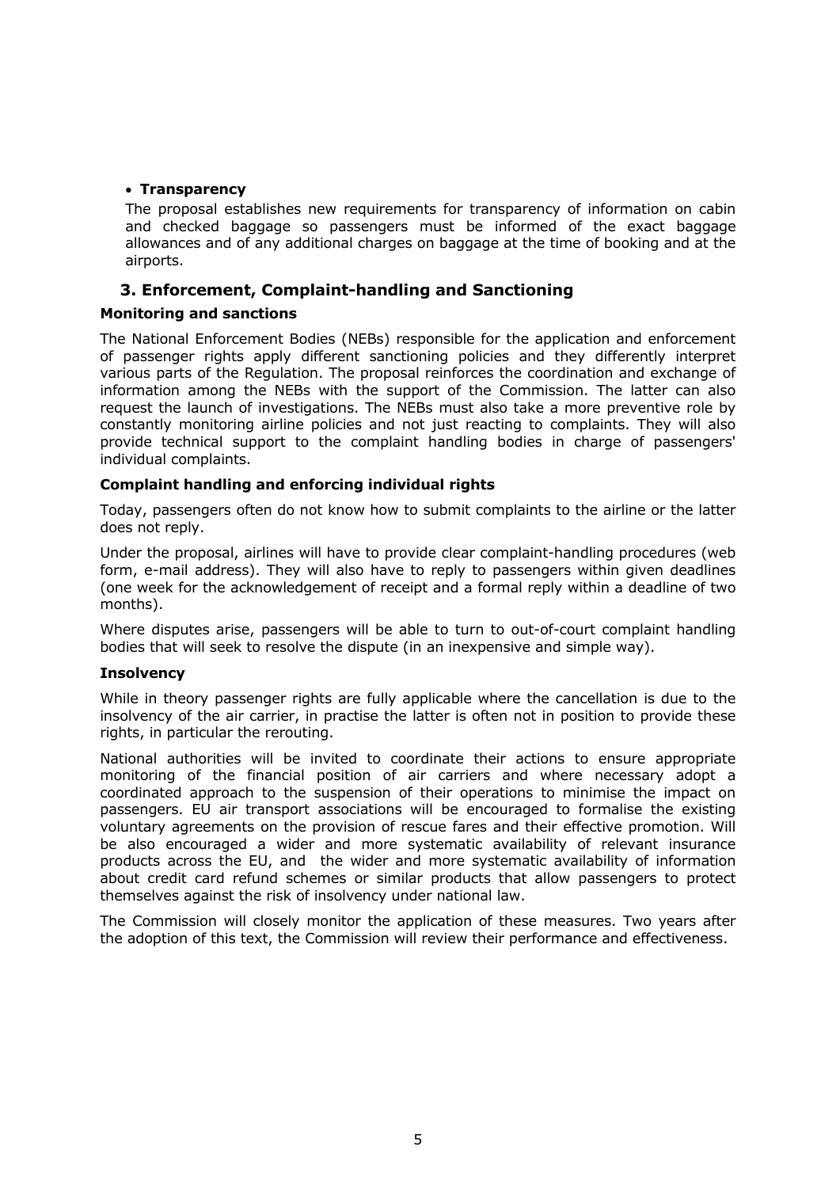- **Transparency**

  The proposal establishes new requirements for transparency of information on cabin and checked baggage so passengers must be informed of the exact baggage allowances and of any additional charges on baggage at the time of booking and at the airports.

## 3. Enforcement, Complaint-handling and Sanctioning

### Monitoring and sanctions

The National Enforcement Bodies (NEBs) responsible for the application and enforcement of passenger rights apply different sanctioning policies and they differently interpret various parts of the Regulation. The proposal reinforces the coordination and exchange of information among the NEBs with the support of the Commission. The latter can also request the launch of investigations. The NEBs must also take a more preventive role by constantly monitoring airline policies and not just reacting to complaints. They will also provide technical support to the complaint handling bodies in charge of passengers' individual complaints.

### Complaint handling and enforcing individual rights

Today, passengers often do not know how to submit complaints to the airline or the latter does not reply.

Under the proposal, airlines will have to provide clear complaint-handling procedures (web form, e-mail address). They will also have to reply to passengers within given deadlines (one week for the acknowledgement of receipt and a formal reply within a deadline of two months).

Where disputes arise, passengers will be able to turn to out-of-court complaint handling bodies that will seek to resolve the dispute (in an inexpensive and simple way).

### Insolvency

While in theory passenger rights are fully applicable where the cancellation is due to the insolvency of the air carrier, in practise the latter is often not in position to provide these rights, in particular the rerouting.

National authorities will be invited to coordinate their actions to ensure appropriate monitoring of the financial position of air carriers and where necessary adopt a coordinated approach to the suspension of their operations to minimise the impact on passengers. EU air transport associations will be encouraged to formalise the existing voluntary agreements on the provision of rescue fares and their effective promotion. Will be also encouraged a wider and more systematic availability of relevant insurance products across the EU, and the wider and more systematic availability of information about credit card refund schemes or similar products that allow passengers to protect themselves against the risk of insolvency under national law.

The Commission will closely monitor the application of these measures. Two years after the adoption of this text, the Commission will review their performance and effectiveness.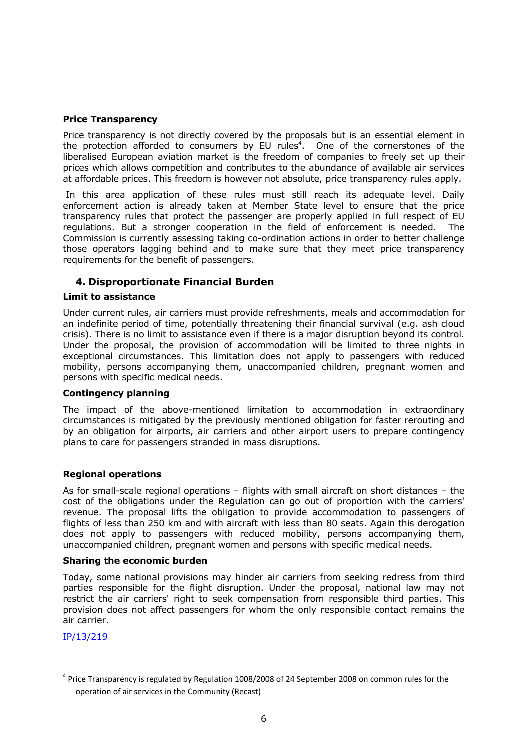**Price Transparency**

Price transparency is not directly covered by the proposals but is an essential element in the protection afforded to consumers by EU rules[4]. One of the cornerstones of the liberalised European aviation market is the freedom of companies to freely set up their prices which allows competition and contributes to the abundance of available air services at affordable prices. This freedom is however not absolute, price transparency rules apply.

In this area application of these rules must still reach its adequate level. Daily enforcement action is already taken at Member State level to ensure that the price transparency rules that protect the passenger are properly applied in full respect of EU regulations. But a stronger cooperation in the field of enforcement is needed. The Commission is currently assessing taking co-ordination actions in order to better challenge those operators lagging behind and to make sure that they meet price transparency requirements for the benefit of passengers.

## 4. Disproportionate Financial Burden

**Limit to assistance**

Under current rules, air carriers must provide refreshments, meals and accommodation for an indefinite period of time, potentially threatening their financial survival (e.g. ash cloud crisis). There is no limit to assistance even if there is a major disruption beyond its control. Under the proposal, the provision of accommodation will be limited to three nights in exceptional circumstances. This limitation does not apply to passengers with reduced mobility, persons accompanying them, unaccompanied children, pregnant women and persons with specific medical needs.

**Contingency planning**

The impact of the above-mentioned limitation to accommodation in extraordinary circumstances is mitigated by the previously mentioned obligation for faster rerouting and by an obligation for airports, air carriers and other airport users to prepare contingency plans to care for passengers stranded in mass disruptions.

**Regional operations**

As for small-scale regional operations – flights with small aircraft on short distances – the cost of the obligations under the Regulation can go out of proportion with the carriers' revenue. The proposal lifts the obligation to provide accommodation to passengers of flights of less than 250 km and with aircraft with less than 80 seats. Again this derogation does not apply to passengers with reduced mobility, persons accompanying them, unaccompanied children, pregnant women and persons with specific medical needs.

**Sharing the economic burden**

Today, some national provisions may hinder air carriers from seeking redress from third parties responsible for the flight disruption. Under the proposal, national law may not restrict the air carriers' right to seek compensation from responsible third parties. This provision does not affect passengers for whom the only responsible contact remains the air carrier.

IP/13/219

---

[4] Price Transparency is regulated by Regulation 1008/2008 of 24 September 2008 on common rules for the operation of air services in the Community (Recast)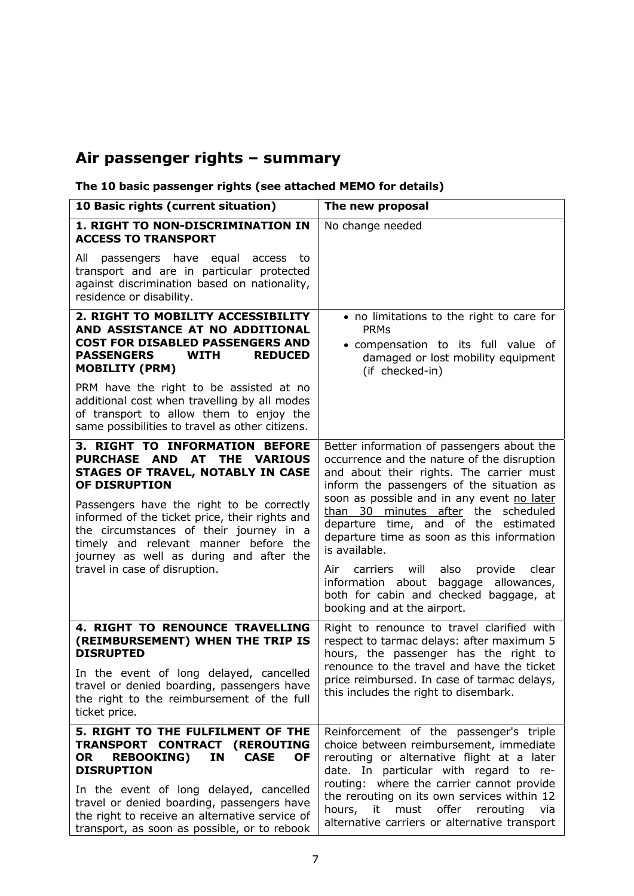# Air passenger rights – summary

**The 10 basic passenger rights (see attached MEMO for details)**

| 10 Basic rights (current situation) | The new proposal |
|---|---|
| **1. RIGHT TO NON-DISCRIMINATION IN ACCESS TO TRANSPORT**<br><br>All passengers have equal access to transport and are in particular protected against discrimination based on nationality, residence or disability. | No change needed |
| **2. RIGHT TO MOBILITY ACCESSIBILITY AND ASSISTANCE AT NO ADDITIONAL COST FOR DISABLED PASSENGERS AND PASSENGERS WITH REDUCED MOBILITY (PRM)**<br><br>PRM have the right to be assisted at no additional cost when travelling by all modes of transport to allow them to enjoy the same possibilities to travel as other citizens. | • no limitations to the right to care for PRMs<br>• compensation to its full value of damaged or lost mobility equipment (if checked-in) |
| **3. RIGHT TO INFORMATION BEFORE PURCHASE AND AT THE VARIOUS STAGES OF TRAVEL, NOTABLY IN CASE OF DISRUPTION**<br><br>Passengers have the right to be correctly informed of the ticket price, their rights and the circumstances of their journey in a timely and relevant manner before the journey as well as during and after the travel in case of disruption. | Better information of passengers about the occurrence and the nature of the disruption and about their rights. The carrier must inform the passengers of the situation as soon as possible and in any event <u>no later than 30 minutes after</u> the scheduled departure time, and of the estimated departure time as soon as this information is available.<br><br>Air carriers will also provide clear information about baggage allowances, both for cabin and checked baggage, at booking and at the airport. |
| **4. RIGHT TO RENOUNCE TRAVELLING (REIMBURSEMENT) WHEN THE TRIP IS DISRUPTED**<br><br>In the event of long delayed, cancelled travel or denied boarding, passengers have the right to the reimbursement of the full ticket price. | Right to renounce to travel clarified with respect to tarmac delays: after maximum 5 hours, the passenger has the right to renounce to the travel and have the ticket price reimbursed. In case of tarmac delays, this includes the right to disembark. |
| **5. RIGHT TO THE FULFILMENT OF THE TRANSPORT CONTRACT (REROUTING OR REBOOKING) IN CASE OF DISRUPTION**<br><br>In the event of long delayed, cancelled travel or denied boarding, passengers have the right to receive an alternative service of transport, as soon as possible, or to rebook | Reinforcement of the passenger's triple choice between reimbursement, immediate rerouting or alternative flight at a later date. In particular with regard to re-routing: where the carrier cannot provide the rerouting on its own services within 12 hours, it must offer rerouting via alternative carriers or alternative transport |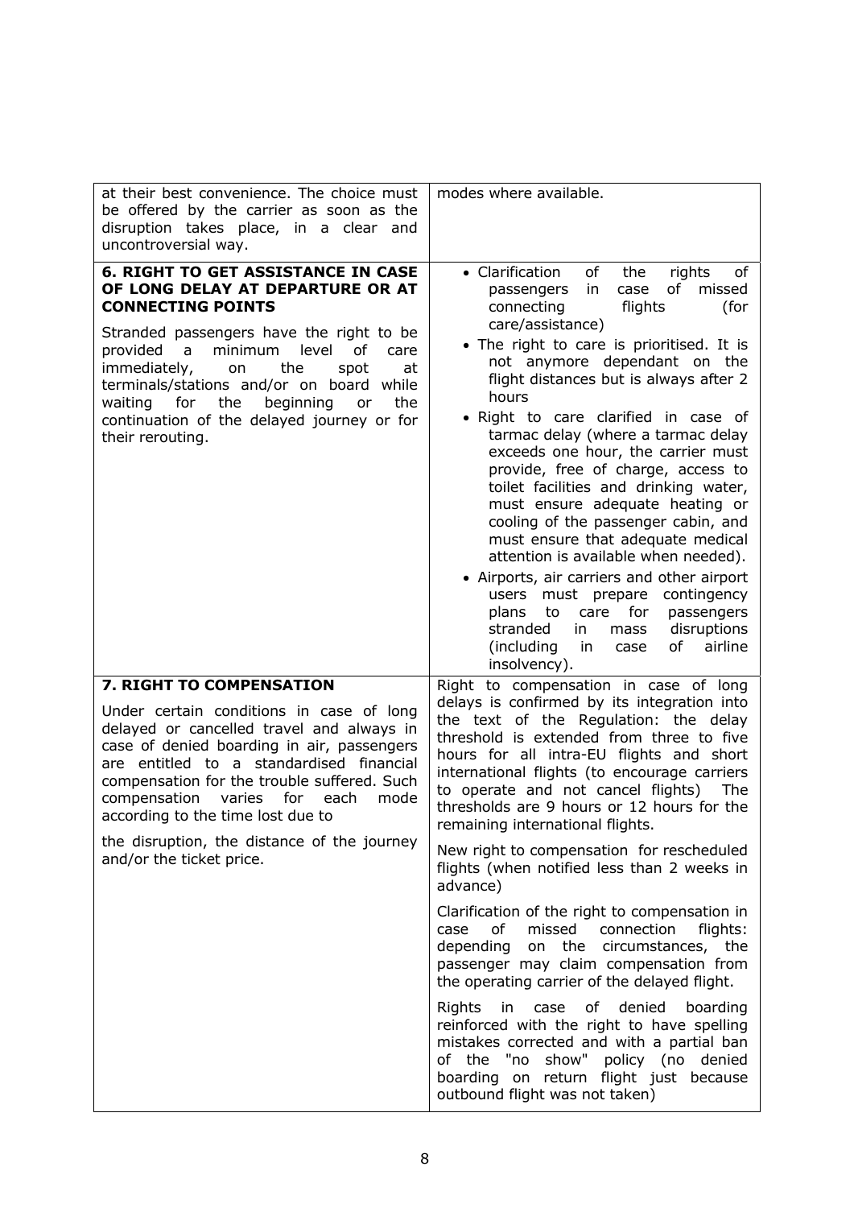| | |
|---|---|
| at their best convenience. The choice must be offered by the carrier as soon as the disruption takes place, in a clear and uncontroversial way. | modes where available. |
| **6. RIGHT TO GET ASSISTANCE IN CASE OF LONG DELAY AT DEPARTURE OR AT CONNECTING POINTS**<br><br>Stranded passengers have the right to be provided a minimum level of care immediately, on the spot at terminals/stations and/or on board while waiting for the beginning or the continuation of the delayed journey or for their rerouting. | • Clarification of the rights of passengers in case of missed connecting flights (for care/assistance)<br>• The right to care is prioritised. It is not anymore dependant on the flight distances but is always after 2 hours<br>• Right to care clarified in case of tarmac delay (where a tarmac delay exceeds one hour, the carrier must provide, free of charge, access to toilet facilities and drinking water, must ensure adequate heating or cooling of the passenger cabin, and must ensure that adequate medical attention is available when needed).<br>• Airports, air carriers and other airport users must prepare contingency plans to care for passengers stranded in mass disruptions (including in case of airline insolvency). |
| **7. RIGHT TO COMPENSATION**<br><br>Under certain conditions in case of long delayed or cancelled travel and always in case of denied boarding in air, passengers are entitled to a standardised financial compensation for the trouble suffered. Such compensation varies for each mode according to the time lost due to<br><br>the disruption, the distance of the journey and/or the ticket price. | Right to compensation in case of long delays is confirmed by its integration into the text of the Regulation: the delay threshold is extended from three to five hours for all intra-EU flights and short international flights (to encourage carriers to operate and not cancel flights) The thresholds are 9 hours or 12 hours for the remaining international flights.<br><br>New right to compensation for rescheduled flights (when notified less than 2 weeks in advance)<br><br>Clarification of the right to compensation in case of missed connection flights: depending on the circumstances, the passenger may claim compensation from the operating carrier of the delayed flight.<br><br>Rights in case of denied boarding reinforced with the right to have spelling mistakes corrected and with a partial ban of the "no show" policy (no denied boarding on return flight just because outbound flight was not taken) |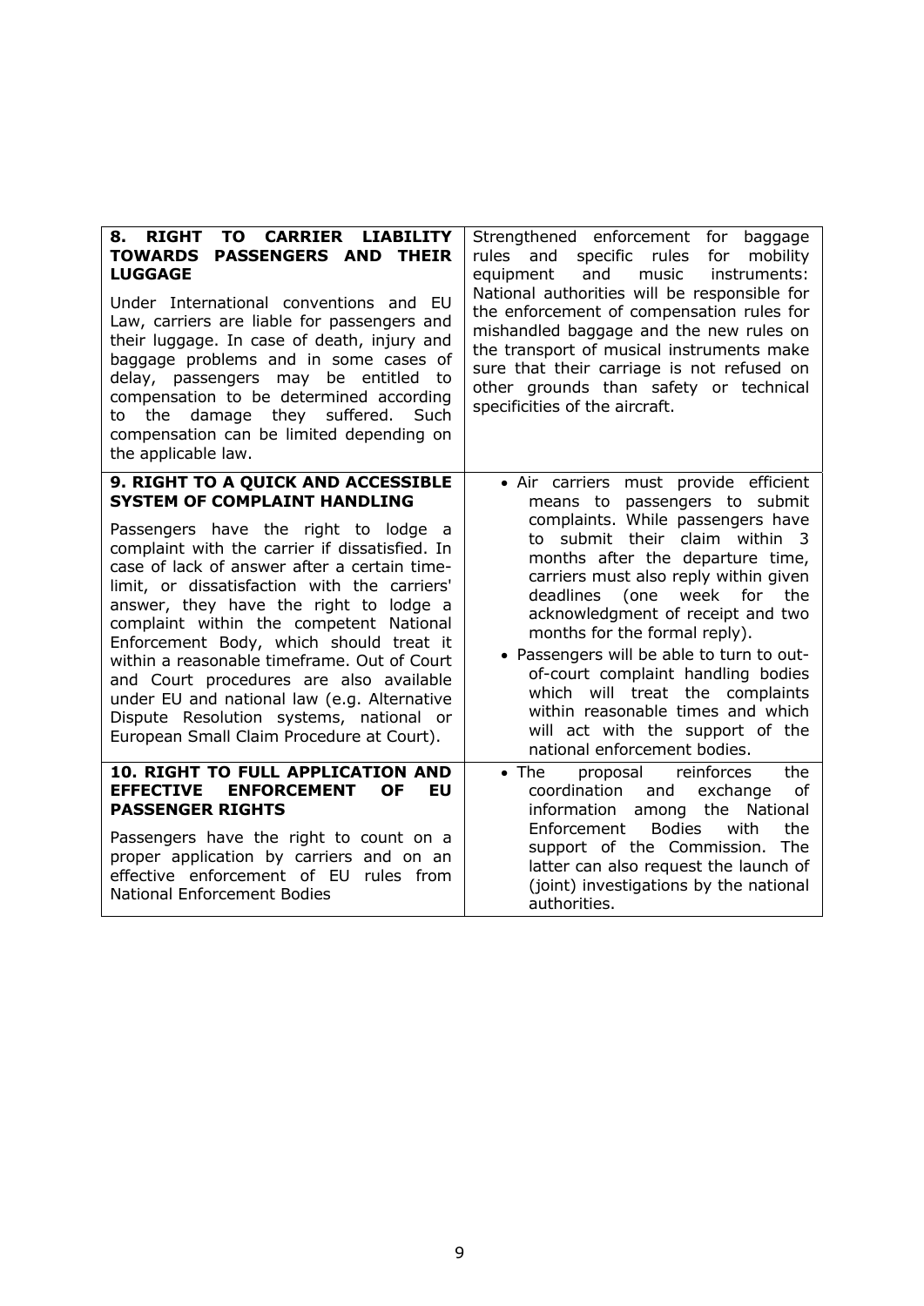| | |
|---|---|
| **8. RIGHT TO CARRIER LIABILITY TOWARDS PASSENGERS AND THEIR LUGGAGE**<br><br>Under International conventions and EU Law, carriers are liable for passengers and their luggage. In case of death, injury and baggage problems and in some cases of delay, passengers may be entitled to compensation to be determined according to the damage they suffered. Such compensation can be limited depending on the applicable law. | Strengthened enforcement for baggage rules and specific rules for mobility equipment and music instruments: National authorities will be responsible for the enforcement of compensation rules for mishandled baggage and the new rules on the transport of musical instruments make sure that their carriage is not refused on other grounds than safety or technical specificities of the aircraft. |
| **9. RIGHT TO A QUICK AND ACCESSIBLE SYSTEM OF COMPLAINT HANDLING**<br><br>Passengers have the right to lodge a complaint with the carrier if dissatisfied. In case of lack of answer after a certain time-limit, or dissatisfaction with the carriers' answer, they have the right to lodge a complaint within the competent National Enforcement Body, which should treat it within a reasonable timeframe. Out of Court and Court procedures are also available under EU and national law (e.g. Alternative Dispute Resolution systems, national or European Small Claim Procedure at Court). | • Air carriers must provide efficient means to passengers to submit complaints. While passengers have to submit their claim within 3 months after the departure time, carriers must also reply within given deadlines (one week for the acknowledgment of receipt and two months for the formal reply).<br>• Passengers will be able to turn to out-of-court complaint handling bodies which will treat the complaints within reasonable times and which will act with the support of the national enforcement bodies. |
| **10. RIGHT TO FULL APPLICATION AND EFFECTIVE ENFORCEMENT OF EU PASSENGER RIGHTS**<br><br>Passengers have the right to count on a proper application by carriers and on an effective enforcement of EU rules from National Enforcement Bodies | • The proposal reinforces the coordination and exchange of information among the National Enforcement Bodies with the support of the Commission. The latter can also request the launch of (joint) investigations by the national authorities. |